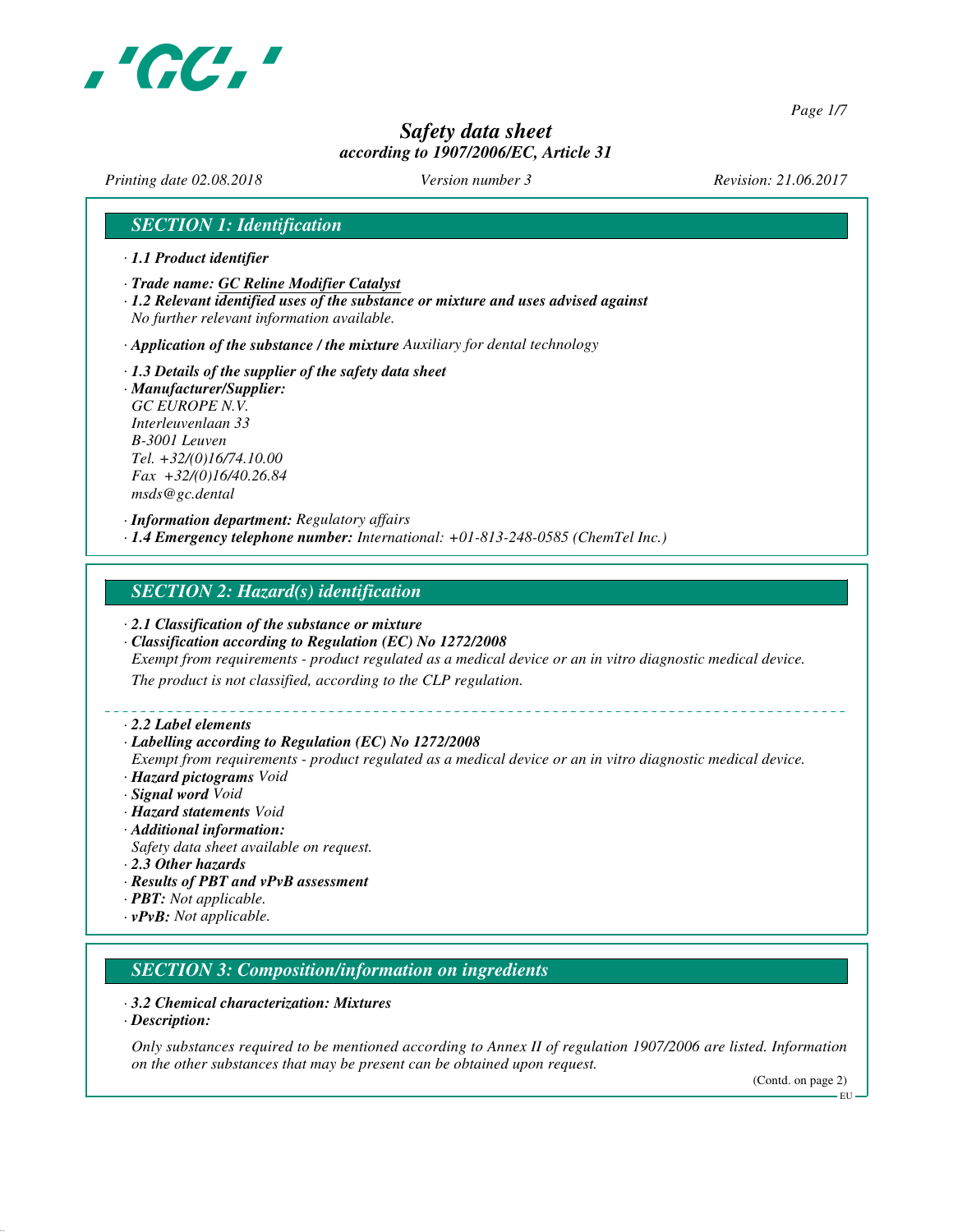# Safety data sheet
*according to 1907/2006/EC, Article 31*

*Printing date 02.08.2018* *Version number 3* *Revision: 21.06.2017*

## SECTION 1: Identification

· **1.1 Product identifier**

· **Trade name: GC Reline Modifier Catalyst**

· **1.2 Relevant identified uses of the substance or mixture and uses advised against**
No further relevant information available.

· **Application of the substance / the mixture** Auxiliary for dental technology

· **1.3 Details of the supplier of the safety data sheet**

· **Manufacturer/Supplier:**
GC EUROPE N.V.
Interleuvenlaan 33
B-3001 Leuven
Tel. +32/(0)16/74.10.00
Fax +32/(0)16/40.26.84
msds@gc.dental

· **Information department:** Regulatory affairs

· **1.4 Emergency telephone number:** International: +01-813-248-0585 (ChemTel Inc.)

## SECTION 2: Hazard(s) identification

· **2.1 Classification of the substance or mixture**

· **Classification according to Regulation (EC) No 1272/2008**
Exempt from requirements - product regulated as a medical device or an in vitro diagnostic medical device.
The product is not classified, according to the CLP regulation.

· **2.2 Label elements**

· **Labelling according to Regulation (EC) No 1272/2008**
Exempt from requirements - product regulated as a medical device or an in vitro diagnostic medical device.

· **Hazard pictograms** Void

· **Signal word** Void

· **Hazard statements** Void

· **Additional information:**
Safety data sheet available on request.

· **2.3 Other hazards**

· **Results of PBT and vPvB assessment**

· **PBT:** Not applicable.

· **vPvB:** Not applicable.

## SECTION 3: Composition/information on ingredients

· **3.2 Chemical characterization: Mixtures**

· **Description:**

Only substances required to be mentioned according to Annex II of regulation 1907/2006 are listed. Information on the other substances that may be present can be obtained upon request.

(Contd. on page 2)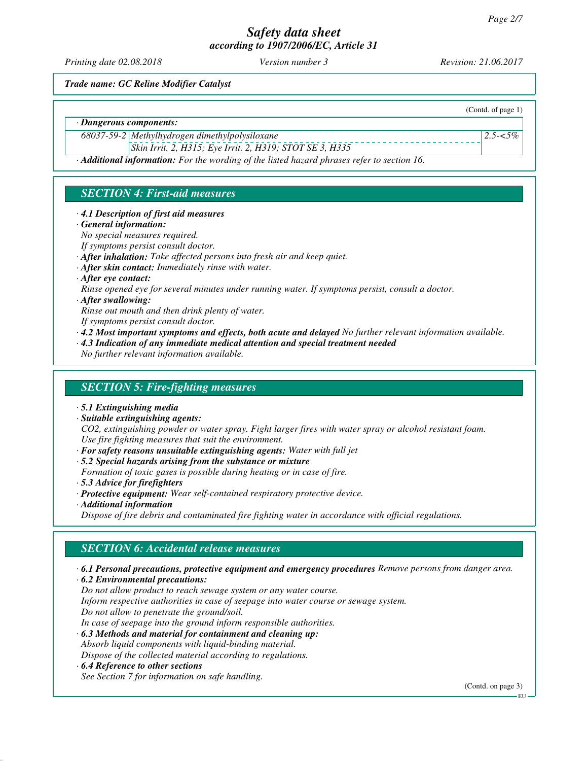*Trade name: GC Reline Modifier Catalyst*

(Contd. of page 1)

· **Dangerous components:**

| | | |
|---|---|---|
| 68037-59-2 | Methylhydrogen dimethylpolysiloxane | 2.5-<5% |
| | Skin Irrit. 2, H315; Eye Irrit. 2, H319; STOT SE 3, H335 | |

· **Additional information:** For the wording of the listed hazard phrases refer to section 16.

## SECTION 4: First-aid measures

· **4.1 Description of first aid measures**
· **General information:**
No special measures required.
If symptoms persist consult doctor.
· **After inhalation:** Take affected persons into fresh air and keep quiet.
· **After skin contact:** Immediately rinse with water.
· **After eye contact:**
Rinse opened eye for several minutes under running water. If symptoms persist, consult a doctor.
· **After swallowing:**
Rinse out mouth and then drink plenty of water.
If symptoms persist consult doctor.
· **4.2 Most important symptoms and effects, both acute and delayed** No further relevant information available.
· **4.3 Indication of any immediate medical attention and special treatment needed**
No further relevant information available.

## SECTION 5: Fire-fighting measures

· **5.1 Extinguishing media**
· **Suitable extinguishing agents:**
$CO_2$, extinguishing powder or water spray. Fight larger fires with water spray or alcohol resistant foam.
Use fire fighting measures that suit the environment.
· **For safety reasons unsuitable extinguishing agents:** Water with full jet
· **5.2 Special hazards arising from the substance or mixture**
Formation of toxic gases is possible during heating or in case of fire.
· **5.3 Advice for firefighters**
· **Protective equipment:** Wear self-contained respiratory protective device.
· **Additional information**
Dispose of fire debris and contaminated fire fighting water in accordance with official regulations.

## SECTION 6: Accidental release measures

· **6.1 Personal precautions, protective equipment and emergency procedures** Remove persons from danger area.
· **6.2 Environmental precautions:**
Do not allow product to reach sewage system or any water course.
Inform respective authorities in case of seepage into water course or sewage system.
Do not allow to penetrate the ground/soil.
In case of seepage into the ground inform responsible authorities.
· **6.3 Methods and material for containment and cleaning up:**
Absorb liquid components with liquid-binding material.
Dispose of the collected material according to regulations.
· **6.4 Reference to other sections**
See Section 7 for information on safe handling.

(Contd. on page 3)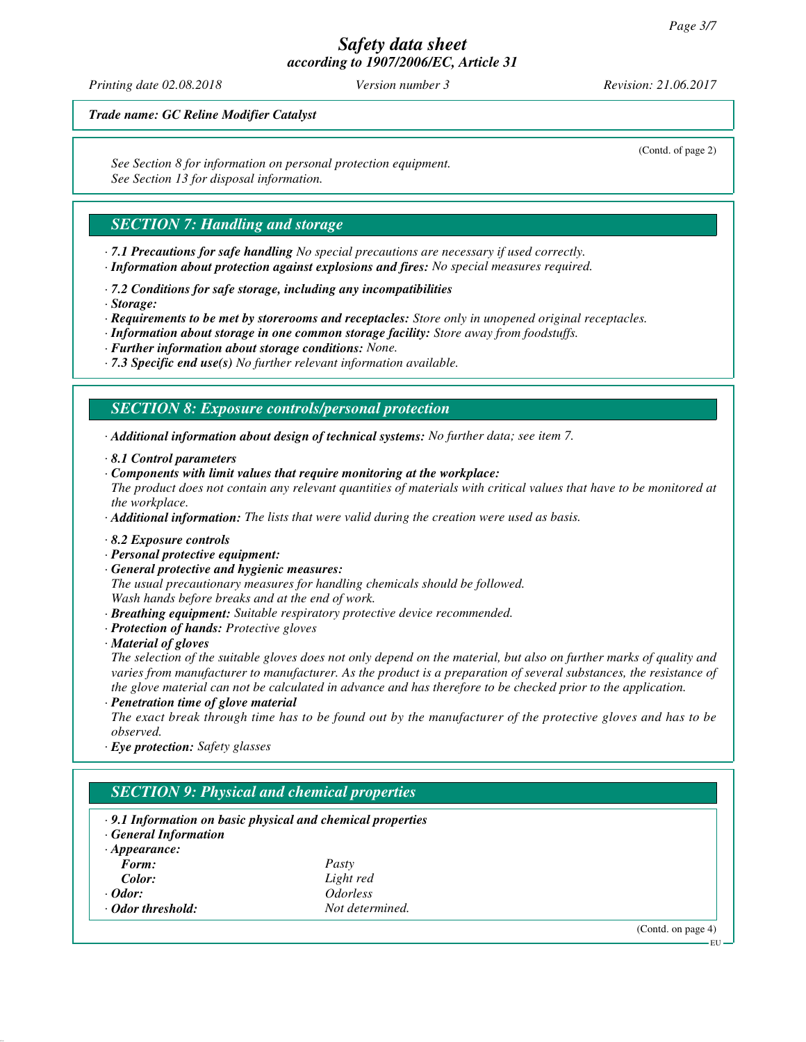*Trade name: GC Reline Modifier Catalyst*

(Contd. of page 2)

*See Section 8 for information on personal protection equipment.*
*See Section 13 for disposal information.*

## SECTION 7: Handling and storage

· ***7.1 Precautions for safe handling*** *No special precautions are necessary if used correctly.*
· ***Information about protection against explosions and fires:*** *No special measures required.*

· ***7.2 Conditions for safe storage, including any incompatibilities***
· ***Storage:***
· ***Requirements to be met by storerooms and receptacles:*** *Store only in unopened original receptacles.*
· ***Information about storage in one common storage facility:*** *Store away from foodstuffs.*
· ***Further information about storage conditions:*** *None.*
· ***7.3 Specific end use(s)*** *No further relevant information available.*

## SECTION 8: Exposure controls/personal protection

· ***Additional information about design of technical systems:*** *No further data; see item 7.*

· ***8.1 Control parameters***
· ***Components with limit values that require monitoring at the workplace:***
*The product does not contain any relevant quantities of materials with critical values that have to be monitored at the workplace.*
· ***Additional information:*** *The lists that were valid during the creation were used as basis.*

· ***8.2 Exposure controls***
· ***Personal protective equipment:***
· ***General protective and hygienic measures:***
*The usual precautionary measures for handling chemicals should be followed.*
*Wash hands before breaks and at the end of work.*
· ***Breathing equipment:*** *Suitable respiratory protective device recommended.*
· ***Protection of hands:*** *Protective gloves*
· ***Material of gloves***
*The selection of the suitable gloves does not only depend on the material, but also on further marks of quality and varies from manufacturer to manufacturer. As the product is a preparation of several substances, the resistance of the glove material can not be calculated in advance and has therefore to be checked prior to the application.*
· ***Penetration time of glove material***
*The exact break through time has to be found out by the manufacturer of the protective gloves and has to be observed.*
· ***Eye protection:*** *Safety glasses*

## SECTION 9: Physical and chemical properties

· ***9.1 Information on basic physical and chemical properties***
· ***General Information***
· ***Appearance:***

| | |
|---|---|
| ***Form:*** | *Pasty* |
| ***Color:*** | *Light red* |
| · ***Odor:*** | *Odorless* |
| · ***Odor threshold:*** | *Not determined.* |

(Contd. on page 4)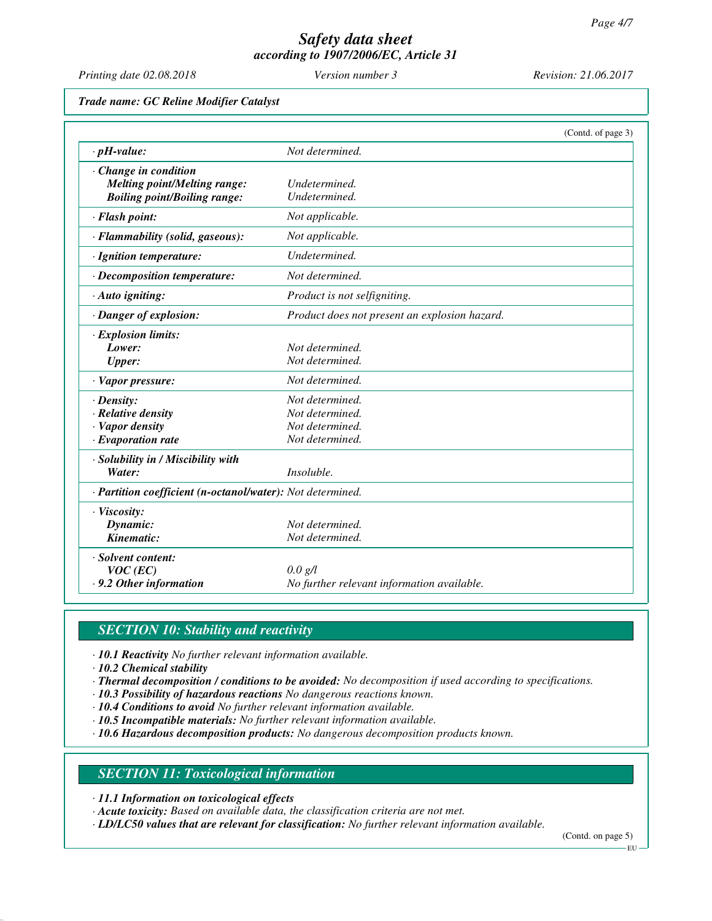Trade name: GC Reline Modifier Catalyst

(Contd. of page 3)

| | |
|---|---|
| · **pH-value:** | Not determined. |
| · **Change in condition** | |
| **Melting point/Melting range:** | Undetermined. |
| **Boiling point/Boiling range:** | Undetermined. |
| · **Flash point:** | Not applicable. |
| · **Flammability (solid, gaseous):** | Not applicable. |
| · **Ignition temperature:** | Undetermined. |
| · **Decomposition temperature:** | Not determined. |
| · **Auto igniting:** | Product is not selfigniting. |
| · **Danger of explosion:** | Product does not present an explosion hazard. |
| · **Explosion limits:** | |
| **Lower:** | Not determined. |
| **Upper:** | Not determined. |
| · **Vapor pressure:** | Not determined. |
| · **Density:** | Not determined. |
| · **Relative density** | Not determined. |
| · **Vapor density** | Not determined. |
| · **Evaporation rate** | Not determined. |
| · **Solubility in / Miscibility with** | |
| **Water:** | Insoluble. |
| · **Partition coefficient (n-octanol/water):** | Not determined. |
| · **Viscosity:** | |
| **Dynamic:** | Not determined. |
| **Kinematic:** | Not determined. |
| · **Solvent content:** | |
| **VOC (EC)** | 0.0 g/l |
| · **9.2 Other information** | No further relevant information available. |

## SECTION 10: Stability and reactivity

· **10.1 Reactivity** No further relevant information available.
· **10.2 Chemical stability**
· **Thermal decomposition / conditions to be avoided:** No decomposition if used according to specifications.
· **10.3 Possibility of hazardous reactions** No dangerous reactions known.
· **10.4 Conditions to avoid** No further relevant information available.
· **10.5 Incompatible materials:** No further relevant information available.
· **10.6 Hazardous decomposition products:** No dangerous decomposition products known.

## SECTION 11: Toxicological information

· **11.1 Information on toxicological effects**
· **Acute toxicity:** Based on available data, the classification criteria are not met.
· **LD/LC50 values that are relevant for classification:** No further relevant information available.

(Contd. on page 5)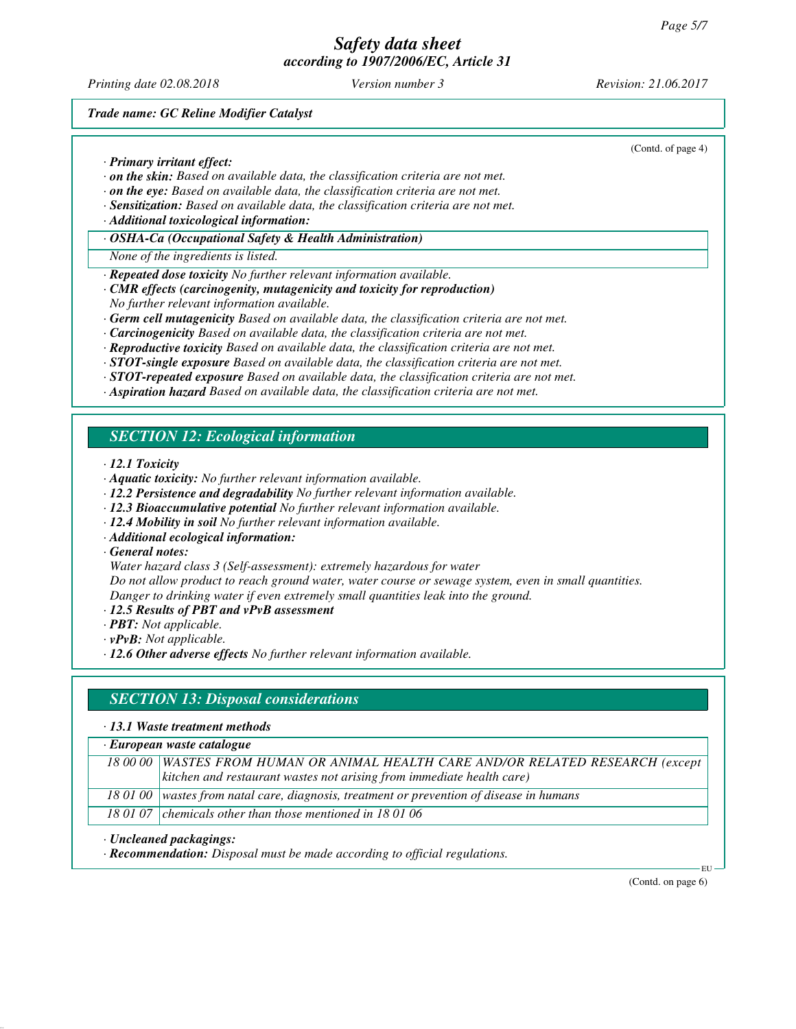(Contd. of page 4)

· **Primary irritant effect:**
· **on the skin:** Based on available data, the classification criteria are not met.
· **on the eye:** Based on available data, the classification criteria are not met.
· **Sensitization:** Based on available data, the classification criteria are not met.
· **Additional toxicological information:**

| · **OSHA-Ca (Occupational Safety & Health Administration)** |
|---|
| None of the ingredients is listed. |

· **Repeated dose toxicity** No further relevant information available.
· **CMR effects (carcinogenity, mutagenicity and toxicity for reproduction)**
No further relevant information available.
· **Germ cell mutagenicity** Based on available data, the classification criteria are not met.
· **Carcinogenicity** Based on available data, the classification criteria are not met.
· **Reproductive toxicity** Based on available data, the classification criteria are not met.
· **STOT-single exposure** Based on available data, the classification criteria are not met.
· **STOT-repeated exposure** Based on available data, the classification criteria are not met.
· **Aspiration hazard** Based on available data, the classification criteria are not met.

## SECTION 12: Ecological information

· **12.1 Toxicity**
· **Aquatic toxicity:** No further relevant information available.
· **12.2 Persistence and degradability** No further relevant information available.
· **12.3 Bioaccumulative potential** No further relevant information available.
· **12.4 Mobility in soil** No further relevant information available.
· **Additional ecological information:**
· **General notes:**
Water hazard class 3 (Self-assessment): extremely hazardous for water
Do not allow product to reach ground water, water course or sewage system, even in small quantities.
Danger to drinking water if even extremely small quantities leak into the ground.
· **12.5 Results of PBT and vPvB assessment**
· **PBT:** Not applicable.
· **vPvB:** Not applicable.
· **12.6 Other adverse effects** No further relevant information available.

## SECTION 13: Disposal considerations

· **13.1 Waste treatment methods**

| · **European waste catalogue** | |
|---|---|
| 18 00 00 | WASTES FROM HUMAN OR ANIMAL HEALTH CARE AND/OR RELATED RESEARCH (except kitchen and restaurant wastes not arising from immediate health care) |
| 18 01 00 | wastes from natal care, diagnosis, treatment or prevention of disease in humans |
| 18 01 07 | chemicals other than those mentioned in 18 01 06 |

· **Uncleaned packagings:**
· **Recommendation:** Disposal must be made according to official regulations.

(Contd. on page 6)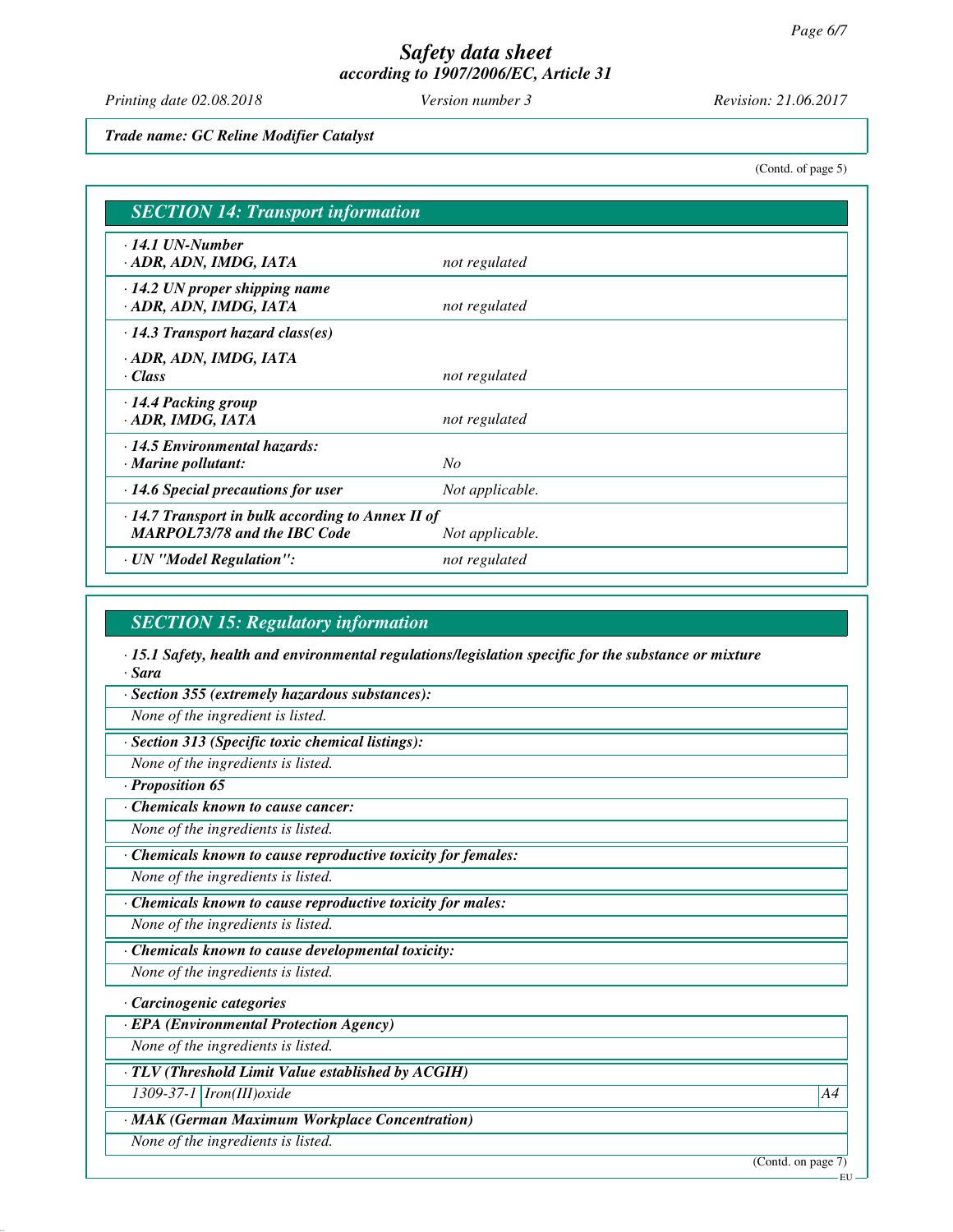## Safety data sheet
### according to 1907/2006/EC, Article 31

*Printing date 02.08.2018* *Version number 3* *Revision: 21.06.2017*

***Trade name: GC Reline Modifier Catalyst***

(Contd. of page 5)

## SECTION 14: Transport information

| | |
|---|---|
| **· 14.1 UN-Number**<br>**· ADR, ADN, IMDG, IATA** | *not regulated* |
| **· 14.2 UN proper shipping name**<br>**· ADR, ADN, IMDG, IATA** | *not regulated* |
| **· 14.3 Transport hazard class(es)**<br><br>**· ADR, ADN, IMDG, IATA**<br>**· Class** | *not regulated* |
| **· 14.4 Packing group**<br>**· ADR, IMDG, IATA** | *not regulated* |
| **· 14.5 Environmental hazards:**<br>**· Marine pollutant:** | *No* |
| **· 14.6 Special precautions for user** | *Not applicable.* |
| **· 14.7 Transport in bulk according to Annex II of MARPOL73/78 and the IBC Code** | *Not applicable.* |
| **· UN "Model Regulation":** | *not regulated* |

## SECTION 15: Regulatory information

***· 15.1 Safety, health and environmental regulations/legislation specific for the substance or mixture***
***· Sara***

***· Section 355 (extremely hazardous substances):***

*None of the ingredient is listed.*

***· Section 313 (Specific toxic chemical listings):***

*None of the ingredients is listed.*

***· Proposition 65***

***· Chemicals known to cause cancer:***

*None of the ingredients is listed.*

***· Chemicals known to cause reproductive toxicity for females:***

*None of the ingredients is listed.*

***· Chemicals known to cause reproductive toxicity for males:***

*None of the ingredients is listed.*

***· Chemicals known to cause developmental toxicity:***

*None of the ingredients is listed.*

***· Carcinogenic categories***

***· EPA (Environmental Protection Agency)***

*None of the ingredients is listed.*

***· TLV (Threshold Limit Value established by ACGIH)***

| | | |
|---|---|---|
| *1309-37-1* | *Iron(III)oxide* | *A4* |

***· MAK (German Maximum Workplace Concentration)***

*None of the ingredients is listed.*

(Contd. on page 7)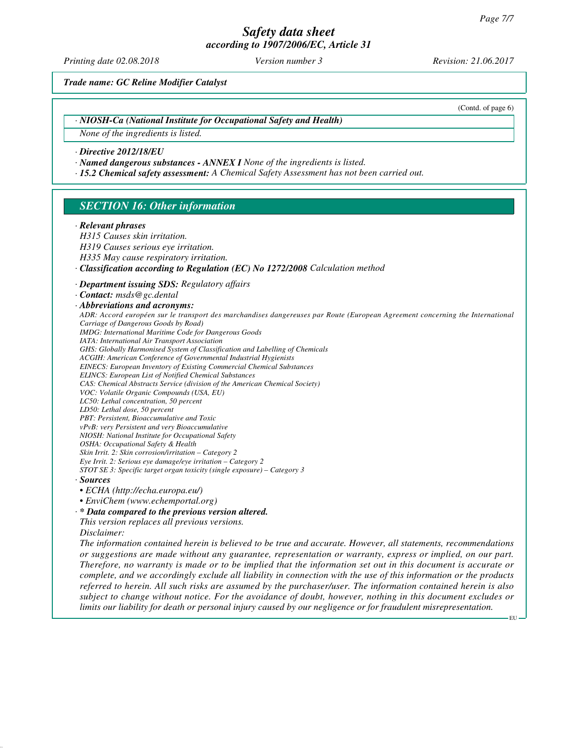(Contd. of page 6)

· **NIOSH-Ca (National Institute for Occupational Safety and Health)**

None of the ingredients is listed.

· **Directive 2012/18/EU**

· **Named dangerous substances - ANNEX I** None of the ingredients is listed.

· **15.2 Chemical safety assessment:** A Chemical Safety Assessment has not been carried out.

## SECTION 16: Other information

· **Relevant phrases**

H315 Causes skin irritation.

H319 Causes serious eye irritation.

H335 May cause respiratory irritation.

· **Classification according to Regulation (EC) No 1272/2008** Calculation method

· **Department issuing SDS:** Regulatory affairs

· **Contact:** msds@gc.dental

· **Abbreviations and acronyms:**

ADR: Accord européen sur le transport des marchandises dangereuses par Route (European Agreement concerning the International Carriage of Dangerous Goods by Road)
IMDG: International Maritime Code for Dangerous Goods
IATA: International Air Transport Association
GHS: Globally Harmonised System of Classification and Labelling of Chemicals
ACGIH: American Conference of Governmental Industrial Hygienists
EINECS: European Inventory of Existing Commercial Chemical Substances
ELINCS: European List of Notified Chemical Substances
CAS: Chemical Abstracts Service (division of the American Chemical Society)
VOC: Volatile Organic Compounds (USA, EU)
LC50: Lethal concentration, 50 percent
LD50: Lethal dose, 50 percent
PBT: Persistent, Bioaccumulative and Toxic
vPvB: very Persistent and very Bioaccumulative
NIOSH: National Institute for Occupational Safety
OSHA: Occupational Safety & Health
Skin Irrit. 2: Skin corrosion/irritation – Category 2
Eye Irrit. 2: Serious eye damage/eye irritation – Category 2
STOT SE 3: Specific target organ toxicity (single exposure) – Category 3

· **Sources**

- ECHA (http://echa.europa.eu/)
- EnviChem (www.echemportal.org)

· *** Data compared to the previous version altered.**

This version replaces all previous versions.

Disclaimer:

The information contained herein is believed to be true and accurate. However, all statements, recommendations or suggestions are made without any guarantee, representation or warranty, express or implied, on our part. Therefore, no warranty is made or to be implied that the information set out in this document is accurate or complete, and we accordingly exclude all liability in connection with the use of this information or the products referred to herein. All such risks are assumed by the purchaser/user. The information contained herein is also subject to change without notice. For the avoidance of doubt, however, nothing in this document excludes or limits our liability for death or personal injury caused by our negligence or for fraudulent misrepresentation.

EU